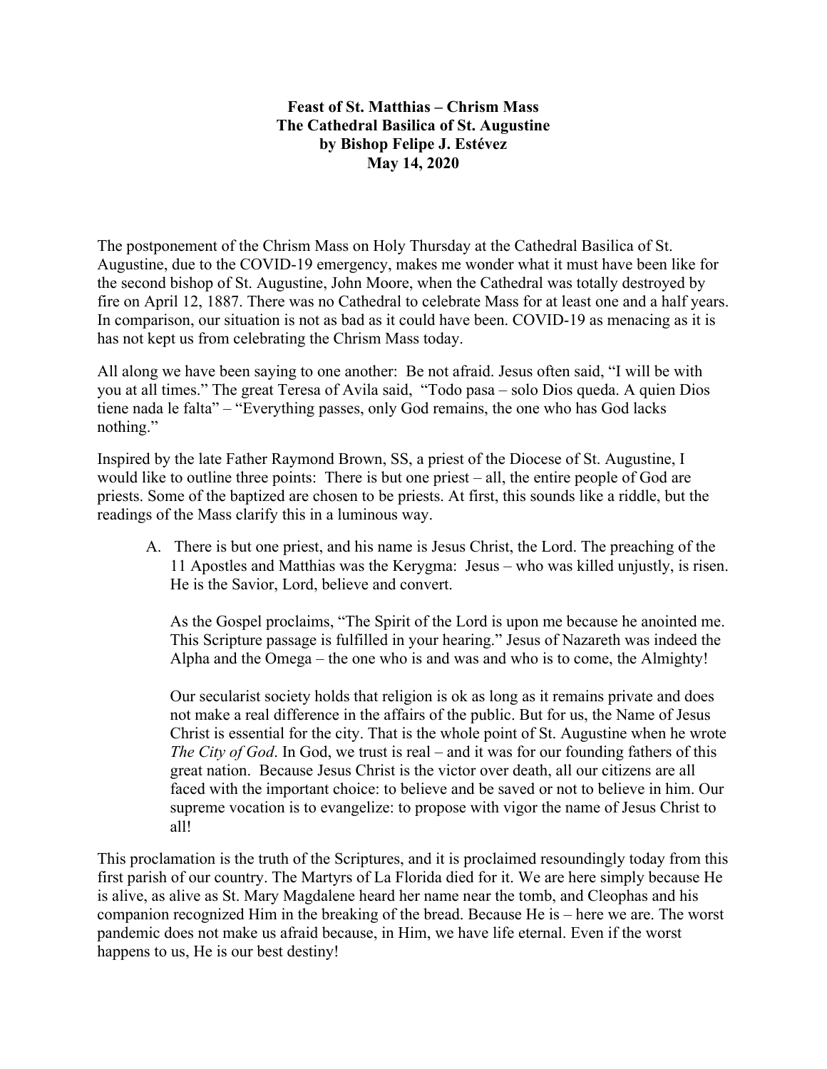**Feast of St. Matthias – Chrism Mass**
**The Cathedral Basilica of St. Augustine**
**by Bishop Felipe J. Estévez**
**May 14, 2020**

The postponement of the Chrism Mass on Holy Thursday at the Cathedral Basilica of St. Augustine, due to the COVID-19 emergency, makes me wonder what it must have been like for the second bishop of St. Augustine, John Moore, when the Cathedral was totally destroyed by fire on April 12, 1887. There was no Cathedral to celebrate Mass for at least one and a half years. In comparison, our situation is not as bad as it could have been. COVID-19 as menacing as it is has not kept us from celebrating the Chrism Mass today.

All along we have been saying to one another: Be not afraid. Jesus often said, "I will be with you at all times." The great Teresa of Avila said, "Todo pasa – solo Dios queda. A quien Dios tiene nada le falta" – "Everything passes, only God remains, the one who has God lacks nothing."

Inspired by the late Father Raymond Brown, SS, a priest of the Diocese of St. Augustine, I would like to outline three points: There is but one priest – all, the entire people of God are priests. Some of the baptized are chosen to be priests. At first, this sounds like a riddle, but the readings of the Mass clarify this in a luminous way.

A. There is but one priest, and his name is Jesus Christ, the Lord. The preaching of the 11 Apostles and Matthias was the Kerygma: Jesus – who was killed unjustly, is risen. He is the Savior, Lord, believe and convert.

   As the Gospel proclaims, "The Spirit of the Lord is upon me because he anointed me. This Scripture passage is fulfilled in your hearing." Jesus of Nazareth was indeed the Alpha and the Omega – the one who is and was and who is to come, the Almighty!

   Our secularist society holds that religion is ok as long as it remains private and does not make a real difference in the affairs of the public. But for us, the Name of Jesus Christ is essential for the city. That is the whole point of St. Augustine when he wrote *The City of God*. In God, we trust is real – and it was for our founding fathers of this great nation. Because Jesus Christ is the victor over death, all our citizens are all faced with the important choice: to believe and be saved or not to believe in him. Our supreme vocation is to evangelize: to propose with vigor the name of Jesus Christ to all!

This proclamation is the truth of the Scriptures, and it is proclaimed resoundingly today from this first parish of our country. The Martyrs of La Florida died for it. We are here simply because He is alive, as alive as St. Mary Magdalene heard her name near the tomb, and Cleophas and his companion recognized Him in the breaking of the bread. Because He is – here we are. The worst pandemic does not make us afraid because, in Him, we have life eternal. Even if the worst happens to us, He is our best destiny!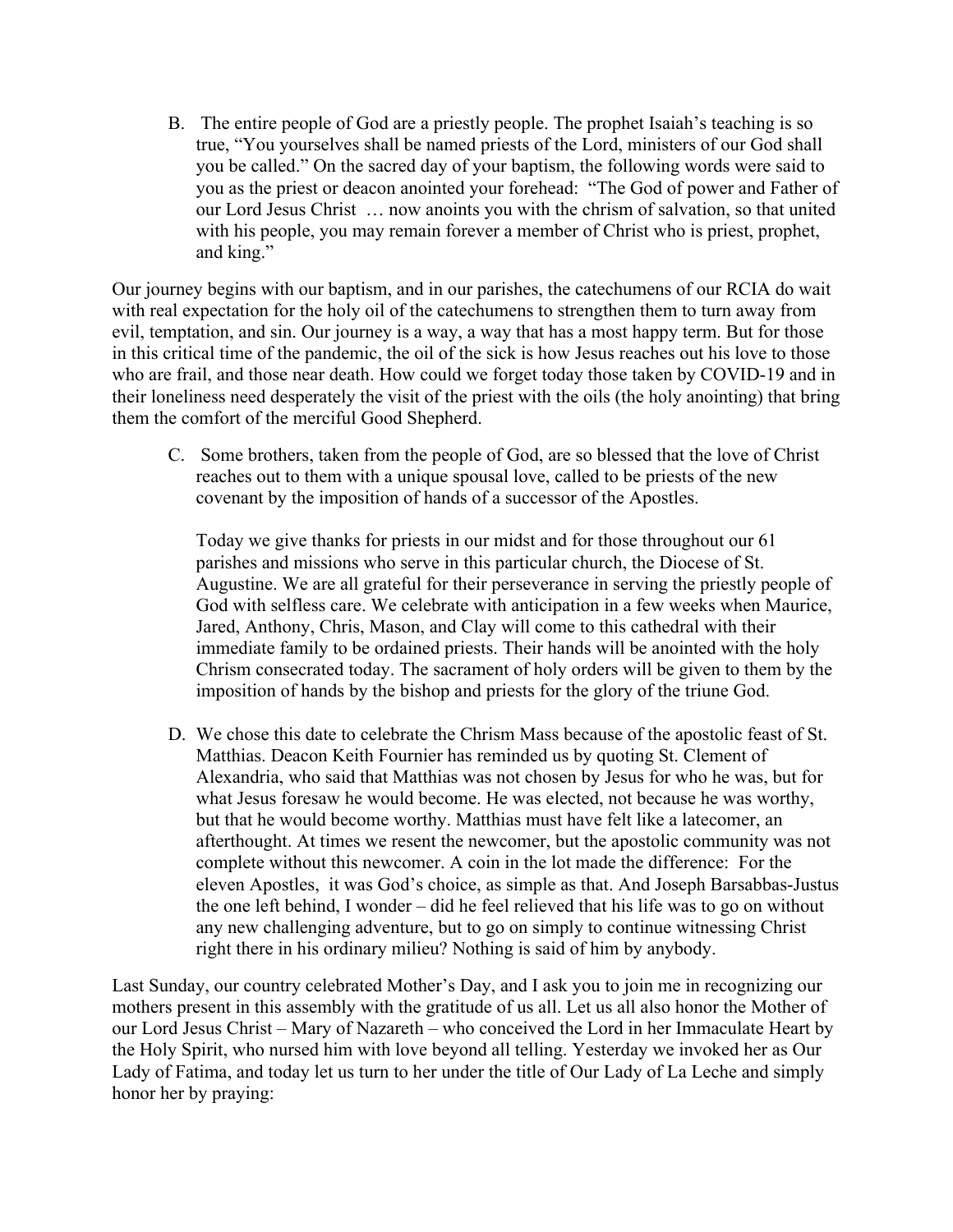B. The entire people of God are a priestly people. The prophet Isaiah's teaching is so true, "You yourselves shall be named priests of the Lord, ministers of our God shall you be called." On the sacred day of your baptism, the following words were said to you as the priest or deacon anointed your forehead: "The God of power and Father of our Lord Jesus Christ … now anoints you with the chrism of salvation, so that united with his people, you may remain forever a member of Christ who is priest, prophet, and king."

Our journey begins with our baptism, and in our parishes, the catechumens of our RCIA do wait with real expectation for the holy oil of the catechumens to strengthen them to turn away from evil, temptation, and sin. Our journey is a way, a way that has a most happy term. But for those in this critical time of the pandemic, the oil of the sick is how Jesus reaches out his love to those who are frail, and those near death. How could we forget today those taken by COVID-19 and in their loneliness need desperately the visit of the priest with the oils (the holy anointing) that bring them the comfort of the merciful Good Shepherd.

C. Some brothers, taken from the people of God, are so blessed that the love of Christ reaches out to them with a unique spousal love, called to be priests of the new covenant by the imposition of hands of a successor of the Apostles.

   Today we give thanks for priests in our midst and for those throughout our 61 parishes and missions who serve in this particular church, the Diocese of St. Augustine. We are all grateful for their perseverance in serving the priestly people of God with selfless care. We celebrate with anticipation in a few weeks when Maurice, Jared, Anthony, Chris, Mason, and Clay will come to this cathedral with their immediate family to be ordained priests. Their hands will be anointed with the holy Chrism consecrated today. The sacrament of holy orders will be given to them by the imposition of hands by the bishop and priests for the glory of the triune God.

D. We chose this date to celebrate the Chrism Mass because of the apostolic feast of St. Matthias. Deacon Keith Fournier has reminded us by quoting St. Clement of Alexandria, who said that Matthias was not chosen by Jesus for who he was, but for what Jesus foresaw he would become. He was elected, not because he was worthy, but that he would become worthy. Matthias must have felt like a latecomer, an afterthought. At times we resent the newcomer, but the apostolic community was not complete without this newcomer. A coin in the lot made the difference: For the eleven Apostles, it was God's choice, as simple as that. And Joseph Barsabbas-Justus the one left behind, I wonder – did he feel relieved that his life was to go on without any new challenging adventure, but to go on simply to continue witnessing Christ right there in his ordinary milieu? Nothing is said of him by anybody.

Last Sunday, our country celebrated Mother's Day, and I ask you to join me in recognizing our mothers present in this assembly with the gratitude of us all. Let us all also honor the Mother of our Lord Jesus Christ – Mary of Nazareth – who conceived the Lord in her Immaculate Heart by the Holy Spirit, who nursed him with love beyond all telling. Yesterday we invoked her as Our Lady of Fatima, and today let us turn to her under the title of Our Lady of La Leche and simply honor her by praying: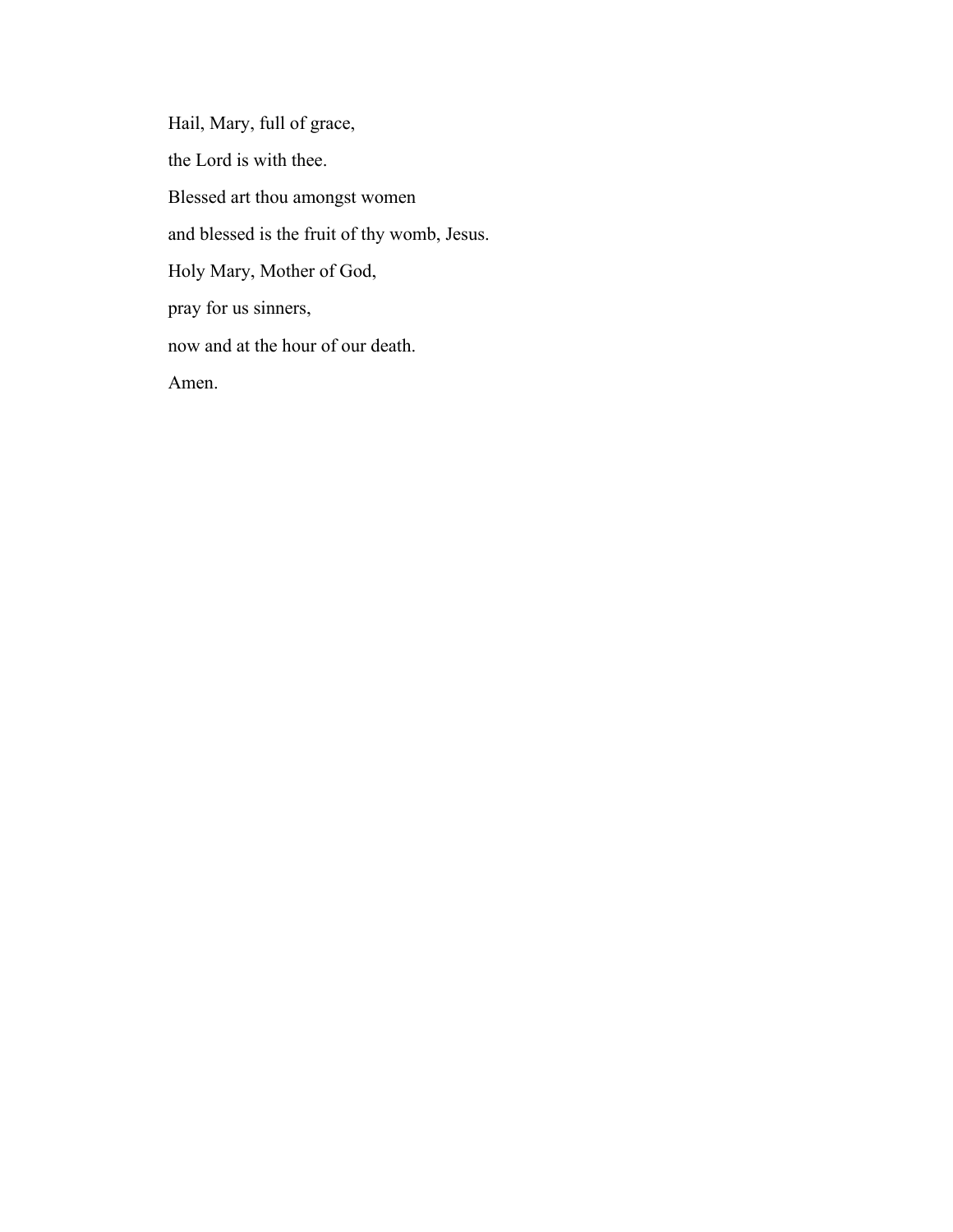Hail, Mary, full of grace,

the Lord is with thee.

Blessed art thou amongst women

and blessed is the fruit of thy womb, Jesus.

Holy Mary, Mother of God,

pray for us sinners,

now and at the hour of our death.

Amen.